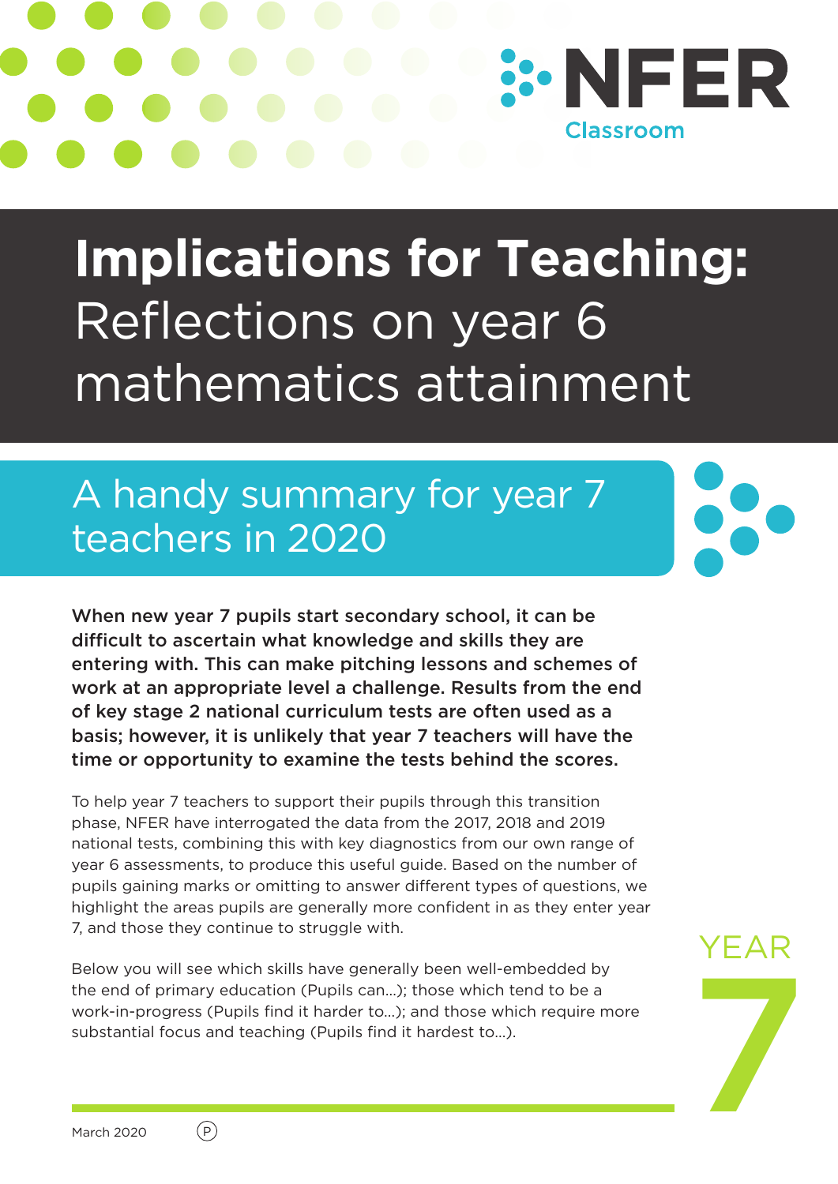NFER Classroom

# Implications for Teaching: Reflections on year 6 mathematics attainment

## A handy summary for year 7 teachers in 2020

**When new year 7 pupils start secondary school, it can be difficult to ascertain what knowledge and skills they are entering with. This can make pitching lessons and schemes of work at an appropriate level a challenge. Results from the end of key stage 2 national curriculum tests are often used as a basis; however, it is unlikely that year 7 teachers will have the time or opportunity to examine the tests behind the scores.**

To help year 7 teachers to support their pupils through this transition phase, NFER have interrogated the data from the 2017, 2018 and 2019 national tests, combining this with key diagnostics from our own range of year 6 assessments, to produce this useful guide. Based on the number of pupils gaining marks or omitting to answer different types of questions, we highlight the areas pupils are generally more confident in as they enter year 7, and those they continue to struggle with.

Below you will see which skills have generally been well-embedded by the end of primary education (Pupils can...); those which tend to be a work-in-progress (Pupils find it harder to...); and those which require more substantial focus and teaching (Pupils find it hardest to...).

YEAR 7

March 2020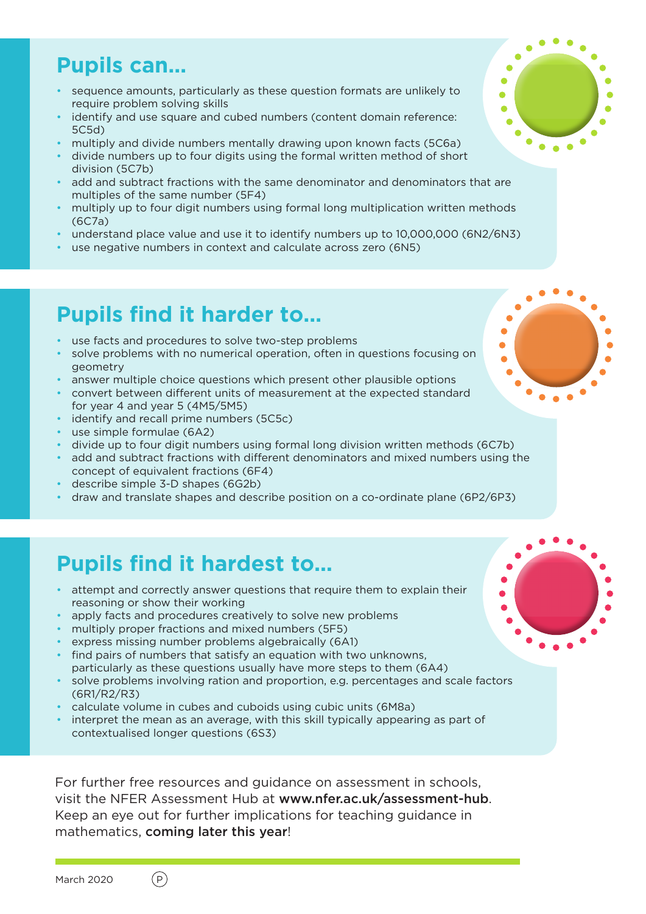## Pupils can...

- sequence amounts, particularly as these question formats are unlikely to require problem solving skills
- identify and use square and cubed numbers (content domain reference: 5C5d)
- multiply and divide numbers mentally drawing upon known facts (5C6a)
- divide numbers up to four digits using the formal written method of short division (5C7b)
- add and subtract fractions with the same denominator and denominators that are multiples of the same number (5F4)
- multiply up to four digit numbers using formal long multiplication written methods (6C7a)
- understand place value and use it to identify numbers up to 10,000,000 (6N2/6N3)
- use negative numbers in context and calculate across zero (6N5)

## Pupils find it harder to...

- use facts and procedures to solve two-step problems
- solve problems with no numerical operation, often in questions focusing on geometry
- answer multiple choice questions which present other plausible options
- convert between different units of measurement at the expected standard for year 4 and year 5 (4M5/5M5)
- identify and recall prime numbers (5C5c)
- use simple formulae (6A2)
- divide up to four digit numbers using formal long division written methods (6C7b)
- add and subtract fractions with different denominators and mixed numbers using the concept of equivalent fractions (6F4)
- describe simple 3-D shapes (6G2b)
- draw and translate shapes and describe position on a co-ordinate plane (6P2/6P3)

## Pupils find it hardest to...

- attempt and correctly answer questions that require them to explain their reasoning or show their working
- apply facts and procedures creatively to solve new problems
- multiply proper fractions and mixed numbers (5F5)
- express missing number problems algebraically (6A1)
- find pairs of numbers that satisfy an equation with two unknowns, particularly as these questions usually have more steps to them (6A4)
- solve problems involving ration and proportion, e.g. percentages and scale factors (6R1/R2/R3)
- calculate volume in cubes and cuboids using cubic units (6M8a)
- interpret the mean as an average, with this skill typically appearing as part of contextualised longer questions (6S3)

For further free resources and guidance on assessment in schools, visit the NFER Assessment Hub at **www.nfer.ac.uk/assessment-hub**. Keep an eye out for further implications for teaching guidance in mathematics, **coming later this year**!

March 2020